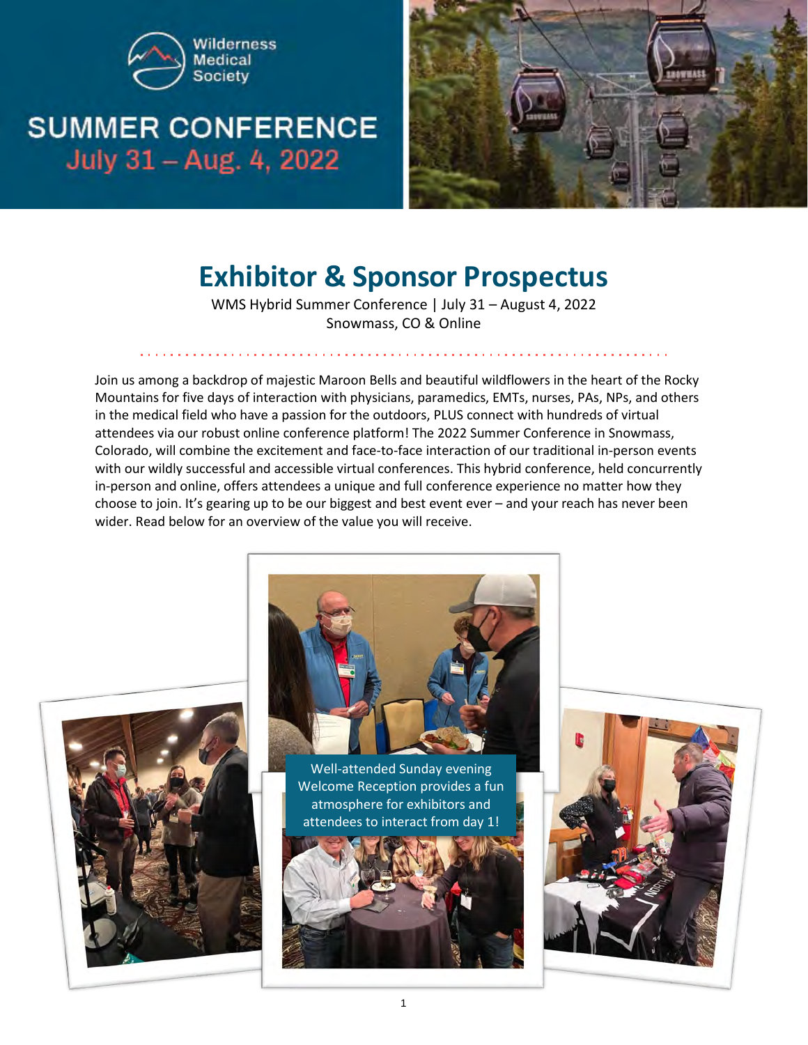Wilderness Medical Society

# SUMMER CONFERENCE

July 31 – Aug. 4, 2022

# Exhibitor & Sponsor Prospectus

WMS Hybrid Summer Conference | July 31 – August 4, 2022
Snowmass, CO & Online

Join us among a backdrop of majestic Maroon Bells and beautiful wildflowers in the heart of the Rocky Mountains for five days of interaction with physicians, paramedics, EMTs, nurses, PAs, NPs, and others in the medical field who have a passion for the outdoors, PLUS connect with hundreds of virtual attendees via our robust online conference platform! The 2022 Summer Conference in Snowmass, Colorado, will combine the excitement and face-to-face interaction of our traditional in-person events with our wildly successful and accessible virtual conferences. This hybrid conference, held concurrently in-person and online, offers attendees a unique and full conference experience no matter how they choose to join. It's gearing up to be our biggest and best event ever – and your reach has never been wider. Read below for an overview of the value you will receive.

Well-attended Sunday evening Welcome Reception provides a fun atmosphere for exhibitors and attendees to interact from day 1!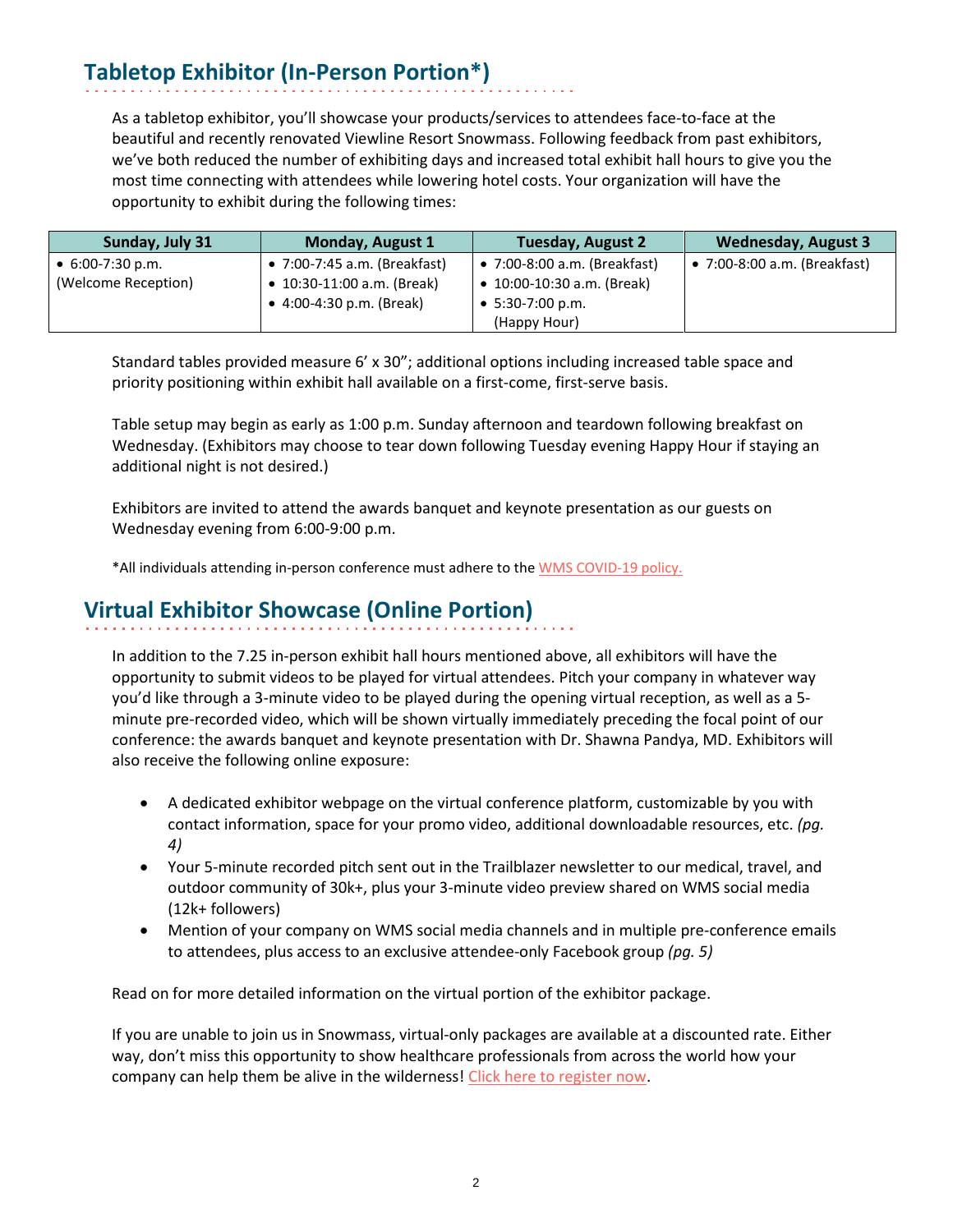## Tabletop Exhibitor (In-Person Portion*)

As a tabletop exhibitor, you'll showcase your products/services to attendees face-to-face at the beautiful and recently renovated Viewline Resort Snowmass. Following feedback from past exhibitors, we've both reduced the number of exhibiting days and increased total exhibit hall hours to give you the most time connecting with attendees while lowering hotel costs. Your organization will have the opportunity to exhibit during the following times:

| Sunday, July 31 | Monday, August 1 | Tuesday, August 2 | Wednesday, August 3 |
|---|---|---|---|
| • 6:00-7:30 p.m. (Welcome Reception) | • 7:00-7:45 a.m. (Breakfast)<br>• 10:30-11:00 a.m. (Break)<br>• 4:00-4:30 p.m. (Break) | • 7:00-8:00 a.m. (Breakfast)<br>• 10:00-10:30 a.m. (Break)<br>• 5:30-7:00 p.m. (Happy Hour) | • 7:00-8:00 a.m. (Breakfast) |

Standard tables provided measure 6' x 30"; additional options including increased table space and priority positioning within exhibit hall available on a first-come, first-serve basis.

Table setup may begin as early as 1:00 p.m. Sunday afternoon and teardown following breakfast on Wednesday. (Exhibitors may choose to tear down following Tuesday evening Happy Hour if staying an additional night is not desired.)

Exhibitors are invited to attend the awards banquet and keynote presentation as our guests on Wednesday evening from 6:00-9:00 p.m.

*All individuals attending in-person conference must adhere to the WMS COVID-19 policy.

## Virtual Exhibitor Showcase (Online Portion)

In addition to the 7.25 in-person exhibit hall hours mentioned above, all exhibitors will have the opportunity to submit videos to be played for virtual attendees. Pitch your company in whatever way you'd like through a 3-minute video to be played during the opening virtual reception, as well as a 5-minute pre-recorded video, which will be shown virtually immediately preceding the focal point of our conference: the awards banquet and keynote presentation with Dr. Shawna Pandya, MD. Exhibitors will also receive the following online exposure:

- A dedicated exhibitor webpage on the virtual conference platform, customizable by you with contact information, space for your promo video, additional downloadable resources, etc. *(pg. 4)*
- Your 5-minute recorded pitch sent out in the Trailblazer newsletter to our medical, travel, and outdoor community of 30k+, plus your 3-minute video preview shared on WMS social media (12k+ followers)
- Mention of your company on WMS social media channels and in multiple pre-conference emails to attendees, plus access to an exclusive attendee-only Facebook group *(pg. 5)*

Read on for more detailed information on the virtual portion of the exhibitor package.

If you are unable to join us in Snowmass, virtual-only packages are available at a discounted rate. Either way, don't miss this opportunity to show healthcare professionals from across the world how your company can help them be alive in the wilderness! Click here to register now.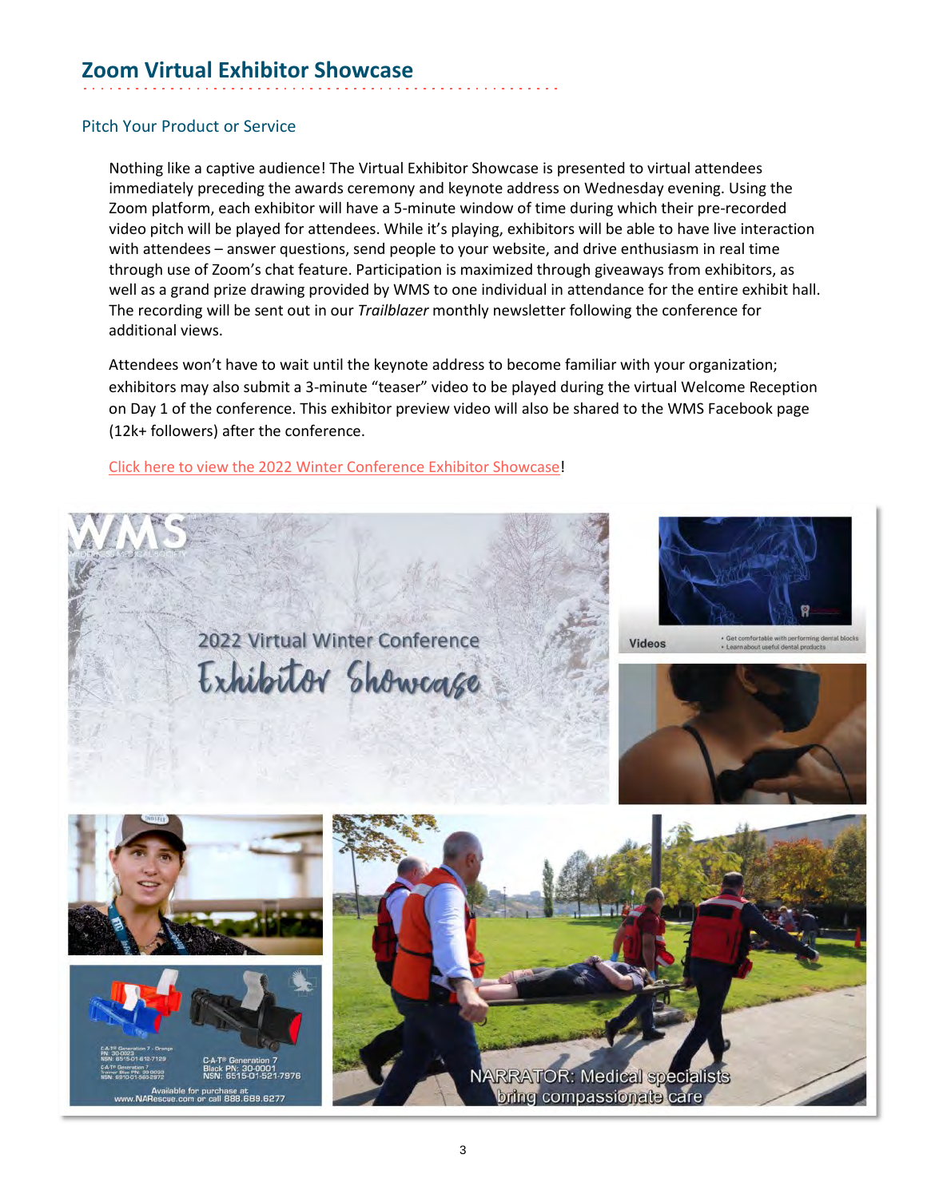## Zoom Virtual Exhibitor Showcase

### Pitch Your Product or Service

Nothing like a captive audience! The Virtual Exhibitor Showcase is presented to virtual attendees immediately preceding the awards ceremony and keynote address on Wednesday evening. Using the Zoom platform, each exhibitor will have a 5-minute window of time during which their pre-recorded video pitch will be played for attendees. While it's playing, exhibitors will be able to have live interaction with attendees – answer questions, send people to your website, and drive enthusiasm in real time through use of Zoom's chat feature. Participation is maximized through giveaways from exhibitors, as well as a grand prize drawing provided by WMS to one individual in attendance for the entire exhibit hall. The recording will be sent out in our *Trailblazer* monthly newsletter following the conference for additional views.

Attendees won't have to wait until the keynote address to become familiar with your organization; exhibitors may also submit a 3-minute "teaser" video to be played during the virtual Welcome Reception on Day 1 of the conference. This exhibitor preview video will also be shared to the WMS Facebook page (12k+ followers) after the conference.

Click here to view the 2022 Winter Conference Exhibitor Showcase!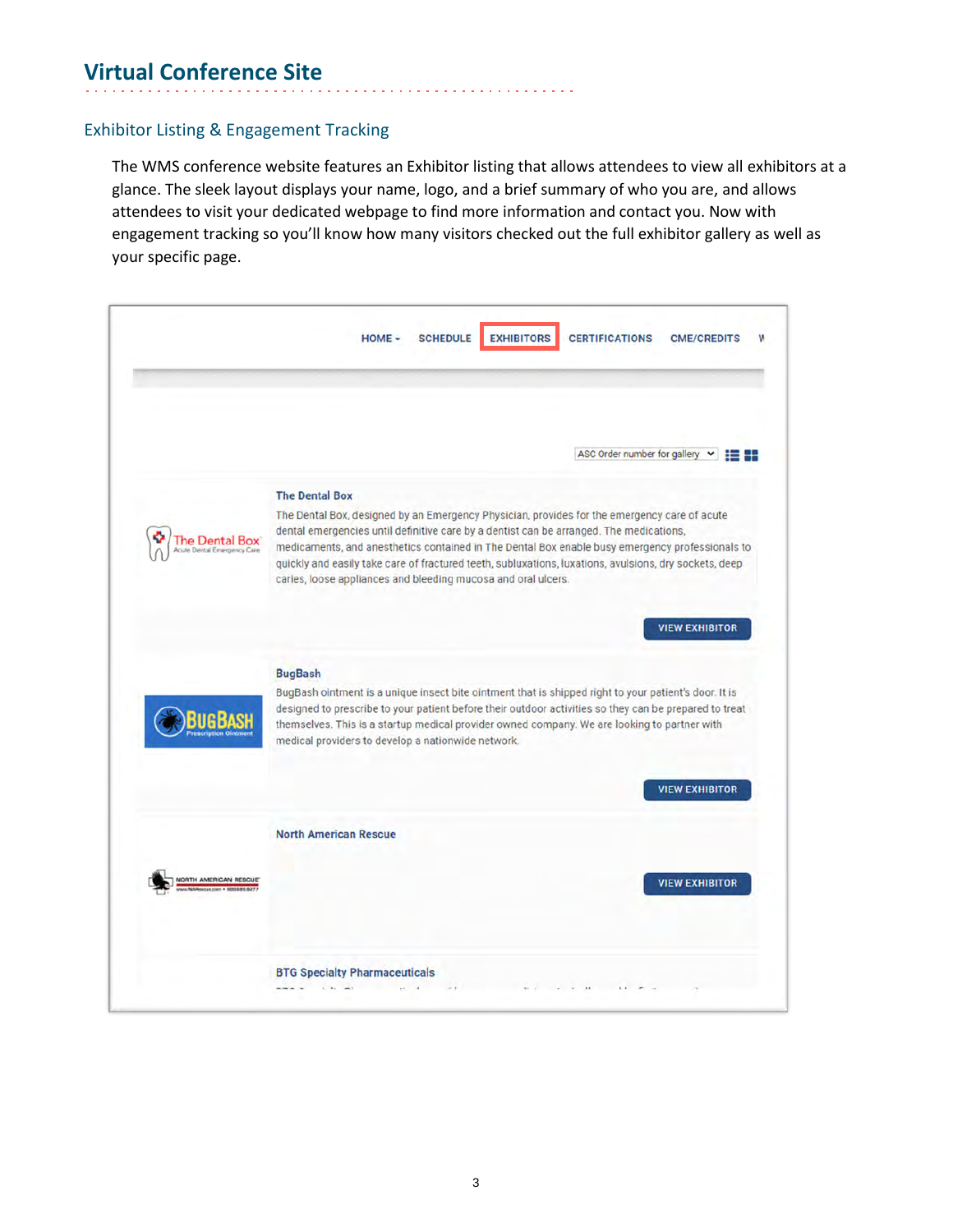# Virtual Conference Site

## Exhibitor Listing & Engagement Tracking

The WMS conference website features an Exhibitor listing that allows attendees to view all exhibitors at a glance. The sleek layout displays your name, logo, and a brief summary of who you are, and allows attendees to visit your dedicated webpage to find more information and contact you. Now with engagement tracking so you'll know how many visitors checked out the full exhibitor gallery as well as your specific page.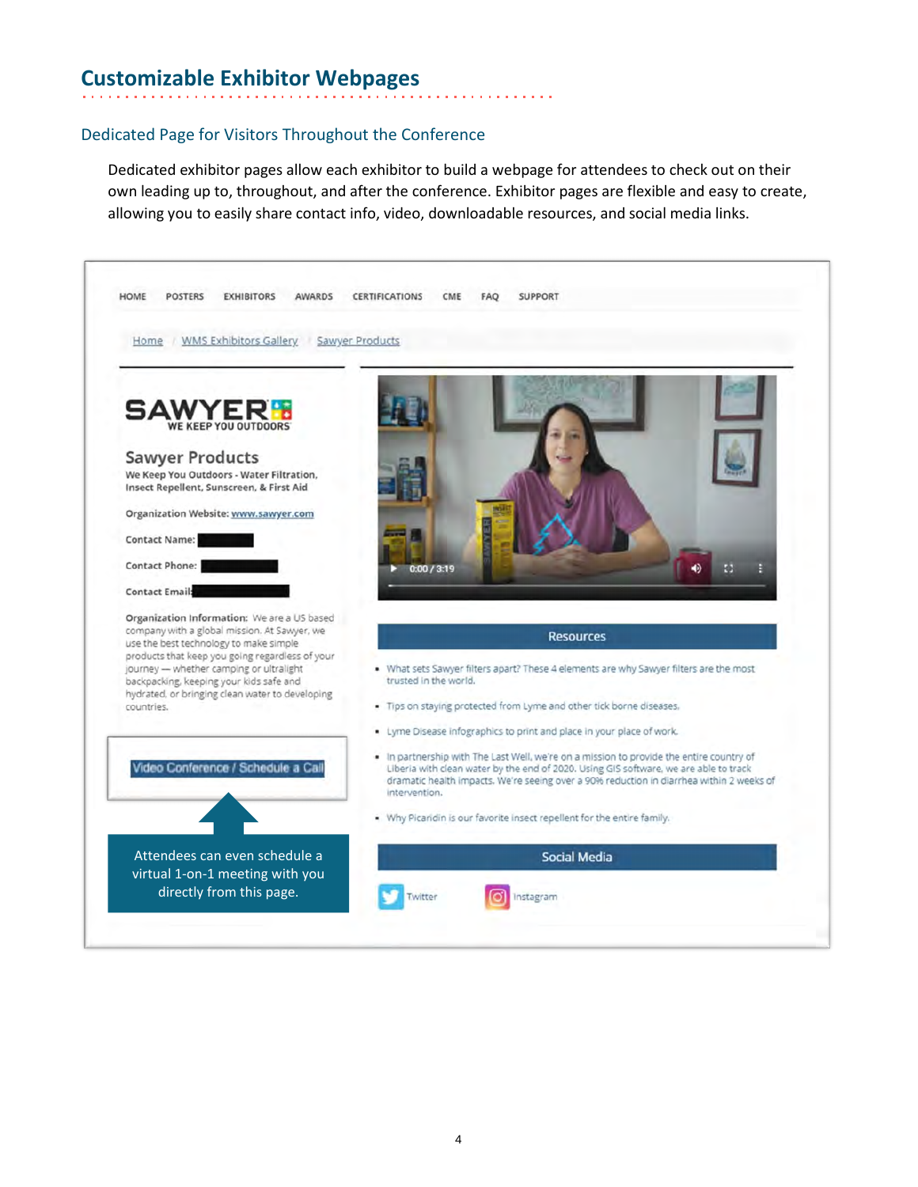## Customizable Exhibitor Webpages

### Dedicated Page for Visitors Throughout the Conference

Dedicated exhibitor pages allow each exhibitor to build a webpage for attendees to check out on their own leading up to, throughout, and after the conference. Exhibitor pages are flexible and easy to create, allowing you to easily share contact info, video, downloadable resources, and social media links.

HOME POSTERS EXHIBITORS AWARDS CERTIFICATIONS CME FAQ SUPPORT

Home / WMS Exhibitors Gallery / Sawyer Products

SAWYER WE KEEP YOU OUTDOORS

**Sawyer Products**

We Keep You Outdoors - Water Filtration, Insect Repellent, Sunscreen, & First Aid

Organization Website: www.sawyer.com

Contact Name:

Contact Phone:

Contact Email:

Organization Information: We are a US based company with a global mission. At Sawyer, we use the best technology to make simple products that keep you going regardless of your journey — whether camping or ultralight backpacking, keeping your kids safe and hydrated, or bringing clean water to developing countries.

Video Conference / Schedule a Call

Attendees can even schedule a virtual 1-on-1 meeting with you directly from this page.

0:00 / 3:19

**Resources**

- What sets Sawyer filters apart? These 4 elements are why Sawyer filters are the most trusted in the world.
- Tips on staying protected from Lyme and other tick borne diseases.
- Lyme Disease infographics to print and place in your place of work.
- In partnership with The Last Well, we're on a mission to provide the entire country of Liberia with clean water by the end of 2020. Using GIS software, we are able to track dramatic health impacts. We're seeing over a 90% reduction in diarrhea within 2 weeks of intervention.
- Why Picaridin is our favorite insect repellent for the entire family.

**Social Media**

Twitter Instagram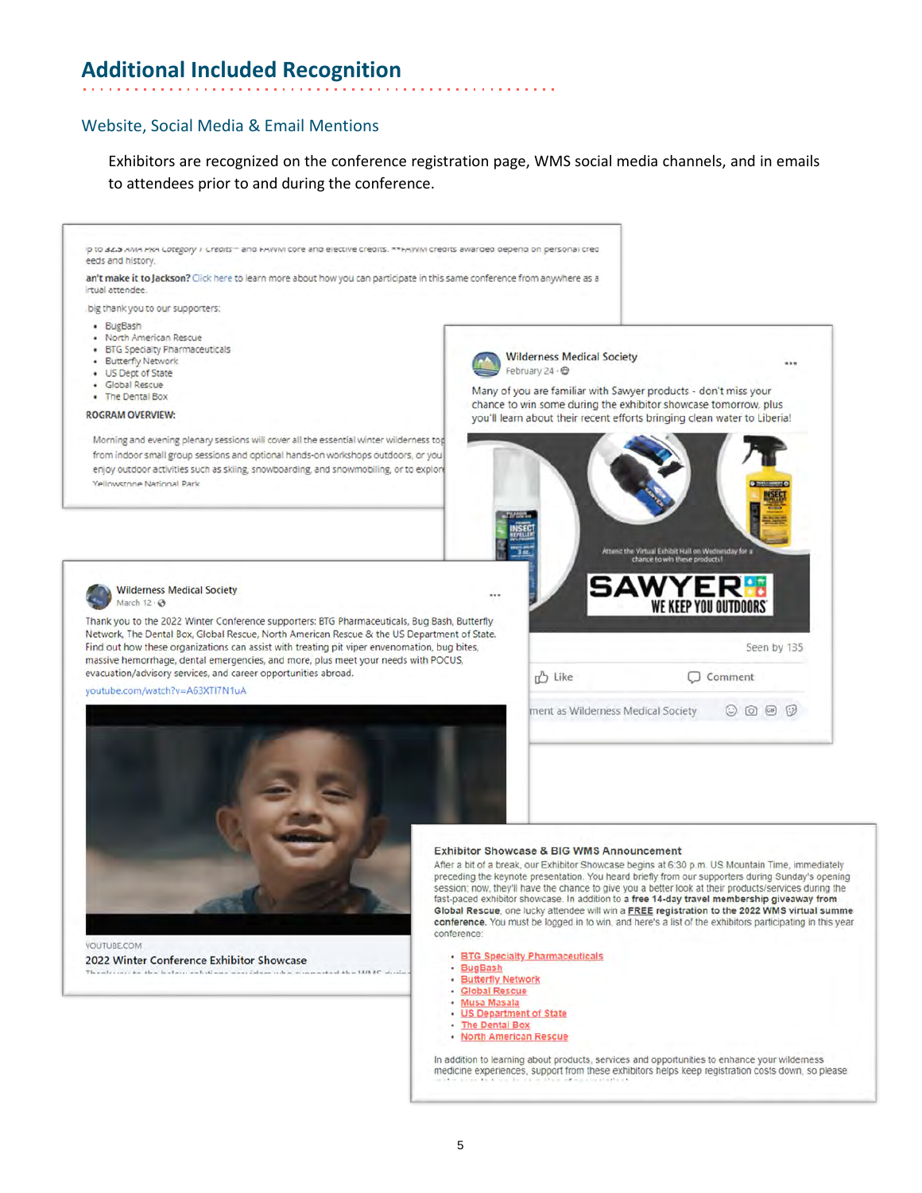## Additional Included Recognition

### Website, Social Media & Email Mentions

Exhibitors are recognized on the conference registration page, WMS social media channels, and in emails to attendees prior to and during the conference.

p to 32.5 AMA PRA Category 1 Credits™ and FAWM core and elective credits. **FAWM credits awarded depend on personal cred eeds and history.

**an't make it to Jackson?** Click here to learn more about how you can participate in this same conference from anywhere as a irtual attendee.

big thank you to our supporters:

- BugBash
- North American Rescue
- BTG Specialty Pharmaceuticals
- Butterfly Network
- US Dept of State
- Global Rescue
- The Dental Box

**ROGRAM OVERVIEW:**

Morning and evening plenary sessions will cover all the essential winter wilderness top from indoor small group sessions and optional hands-on workshops outdoors, or you enjoy outdoor activities such as skiing, snowboarding, and snowmobiling, or to explor Yellowstone National Park

Wilderness Medical Society
February 24

Many of you are familiar with Sawyer products - don't miss your chance to win some during the exhibitor showcase tomorrow, plus you'll learn about their recent efforts bringing clean water to Liberia!

Attend the Virtual Exhibit Hall on Wednesday for a chance to win these products!

SAWYER WE KEEP YOU OUTDOORS

Seen by 135

Like Comment

Wilderness Medical Society
March 12

Thank you to the 2022 Winter Conference supporters: BTG Pharmaceuticals, Bug Bash, Butterfly Network, The Dental Box, Global Rescue, North American Rescue & the US Department of State. Find out how these organizations can assist with treating pit viper envenomation, bug bites, massive hemorrhage, dental emergencies, and more, plus meet your needs with POCUS, evacuation/advisory services, and career opportunities abroad.

youtube.com/watch?v=A63XTI7N1uA

YOUTUBE.COM
2022 Winter Conference Exhibitor Showcase

**Exhibitor Showcase & BIG WMS Announcement**

After a bit of a break, our Exhibitor Showcase begins at 6:30 p.m. US Mountain Time, immediately preceding the keynote presentation. You heard briefly from our supporters during Sunday's opening session; now, they'll have the chance to give you a better look at their products/services during the fast-paced exhibitor showcase. In addition to **a free 14-day travel membership giveaway from Global Rescue**, one lucky attendee will win a **FREE registration to the 2022 WMS virtual summe conference.** You must be logged in to win, and here's a list of the exhibitors participating in this year conference:

- BTG Specialty Pharmaceuticals
- BugBash
- Butterfly Network
- Global Rescue
- Musa Masala
- US Department of State
- The Dental Box
- North American Rescue

In addition to learning about products, services and opportunities to enhance your wilderness medicine experiences, support from these exhibitors helps keep registration costs down, so please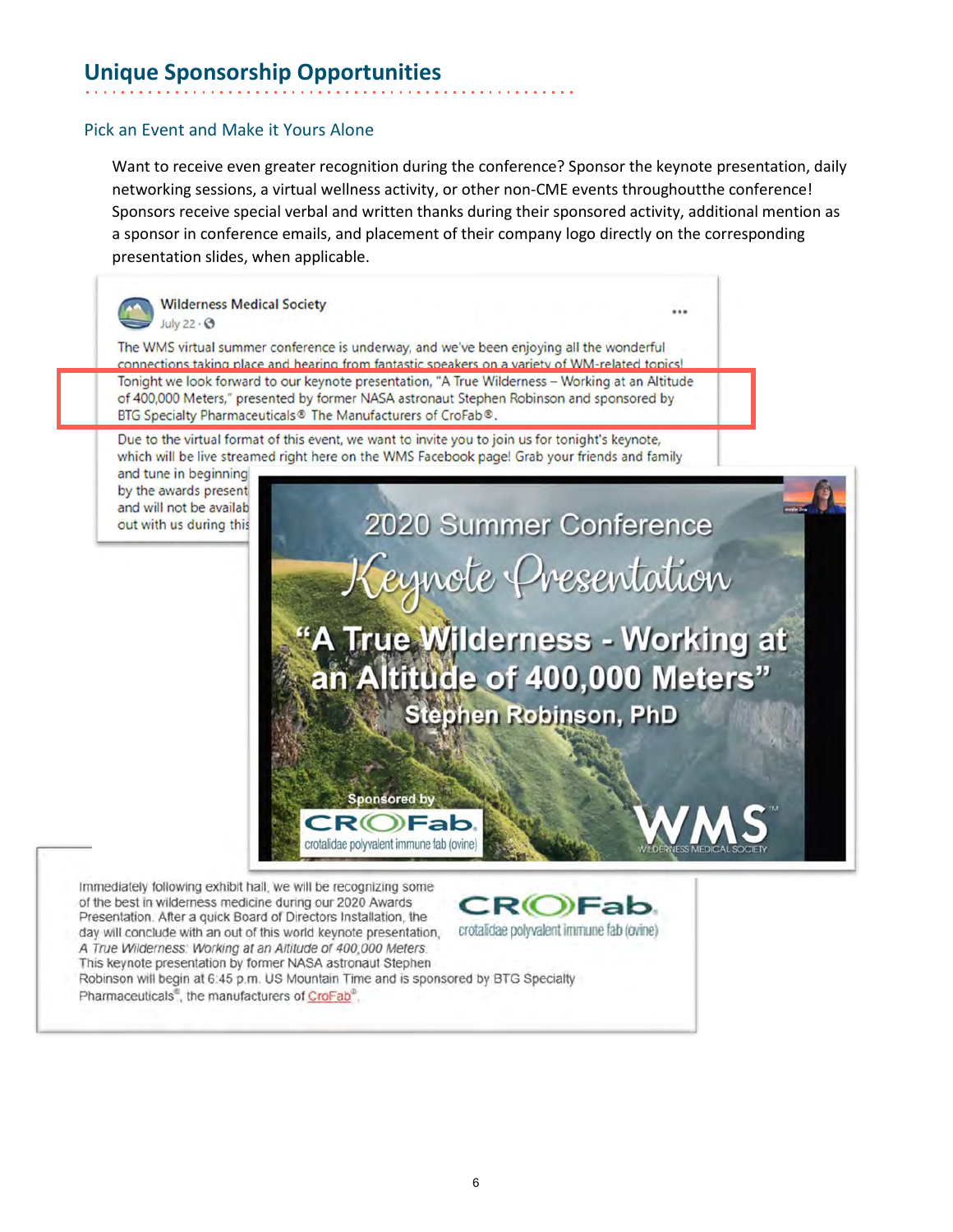## Unique Sponsorship Opportunities

### Pick an Event and Make it Yours Alone

Want to receive even greater recognition during the conference? Sponsor the keynote presentation, daily networking sessions, a virtual wellness activity, or other non-CME events throughoutthe conference! Sponsors receive special verbal and written thanks during their sponsored activity, additional mention as a sponsor in conference emails, and placement of their company logo directly on the corresponding presentation slides, when applicable.

Wilderness Medical Society
July 22

The WMS virtual summer conference is underway, and we've been enjoying all the wonderful connections taking place and hearing from fantastic speakers on a variety of WM-related topics! Tonight we look forward to our keynote presentation, "A True Wilderness – Working at an Altitude of 400,000 Meters," presented by former NASA astronaut Stephen Robinson and sponsored by BTG Specialty Pharmaceuticals® The Manufacturers of CroFab®.

Due to the virtual format of this event, we want to invite you to join us for tonight's keynote, which will be live streamed right here on the WMS Facebook page! Grab your friends and family and tune in beginning by the awards present and will not be availab out with us during this

2020 Summer Conference
Keynote Presentation
"A True Wilderness - Working at an Altitude of 400,000 Meters"
Stephen Robinson, PhD
Sponsored by CROFab crotalidae polyvalent immune fab (ovine)
WMS Wilderness Medical Society

Immediately following exhibit hall, we will be recognizing some of the best in wilderness medicine during our 2020 Awards Presentation. After a quick Board of Directors Installation, the day will conclude with an out of this world keynote presentation, *A True Wilderness: Working at an Altitude of 400,000 Meters.* This keynote presentation by former NASA astronaut Stephen Robinson will begin at 6:45 p.m. US Mountain Time and is sponsored by BTG Specialty Pharmaceuticals®, the manufacturers of CroFab®.

CROFab crotalidae polyvalent immune fab (ovine)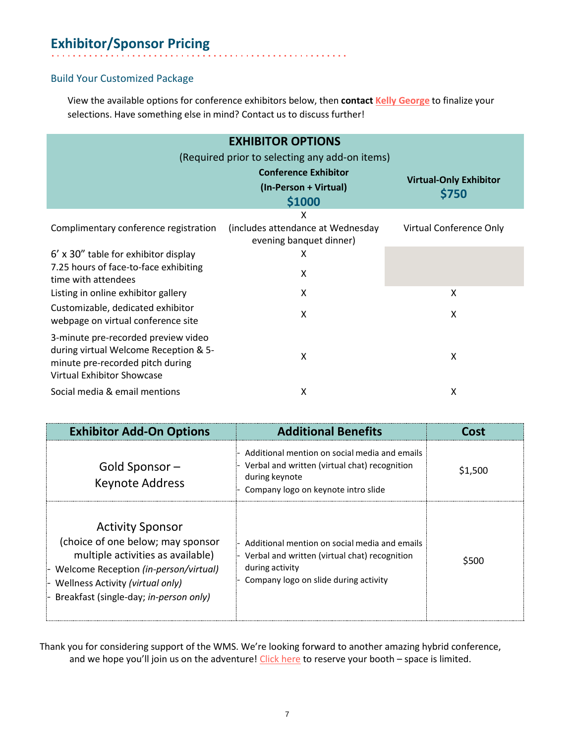## Exhibitor/Sponsor Pricing

### Build Your Customized Package

View the available options for conference exhibitors below, then **contact** Kelly George to finalize your selections. Have something else in mind? Contact us to discuss further!

| EXHIBITOR OPTIONS (Required prior to selecting any add-on items) | Conference Exhibitor (In-Person + Virtual) **$1000** | Virtual-Only Exhibitor **$750** |
|---|---|---|
| Complimentary conference registration | X (includes attendance at Wednesday evening banquet dinner) | Virtual Conference Only |
| 6' x 30" table for exhibitor display | X | |
| 7.25 hours of face-to-face exhibiting time with attendees | X | |
| Listing in online exhibitor gallery | X | X |
| Customizable, dedicated exhibitor webpage on virtual conference site | X | X |
| 3-minute pre-recorded preview video during virtual Welcome Reception & 5-minute pre-recorded pitch during Virtual Exhibitor Showcase | X | X |
| Social media & email mentions | X | X |

| Exhibitor Add-On Options | Additional Benefits | Cost |
|---|---|---|
| Gold Sponsor – Keynote Address | - Additional mention on social media and emails<br>- Verbal and written (virtual chat) recognition during keynote<br>- Company logo on keynote intro slide | $1,500 |
| Activity Sponsor (choice of one below; may sponsor multiple activities as available)<br>- Welcome Reception *(in-person/virtual)*<br>- Wellness Activity *(virtual only)*<br>- Breakfast (single-day; *in-person only)* | - Additional mention on social media and emails<br>- Verbal and written (virtual chat) recognition during activity<br>- Company logo on slide during activity | $500 |

Thank you for considering support of the WMS. We're looking forward to another amazing hybrid conference, and we hope you'll join us on the adventure! Click here to reserve your booth – space is limited.